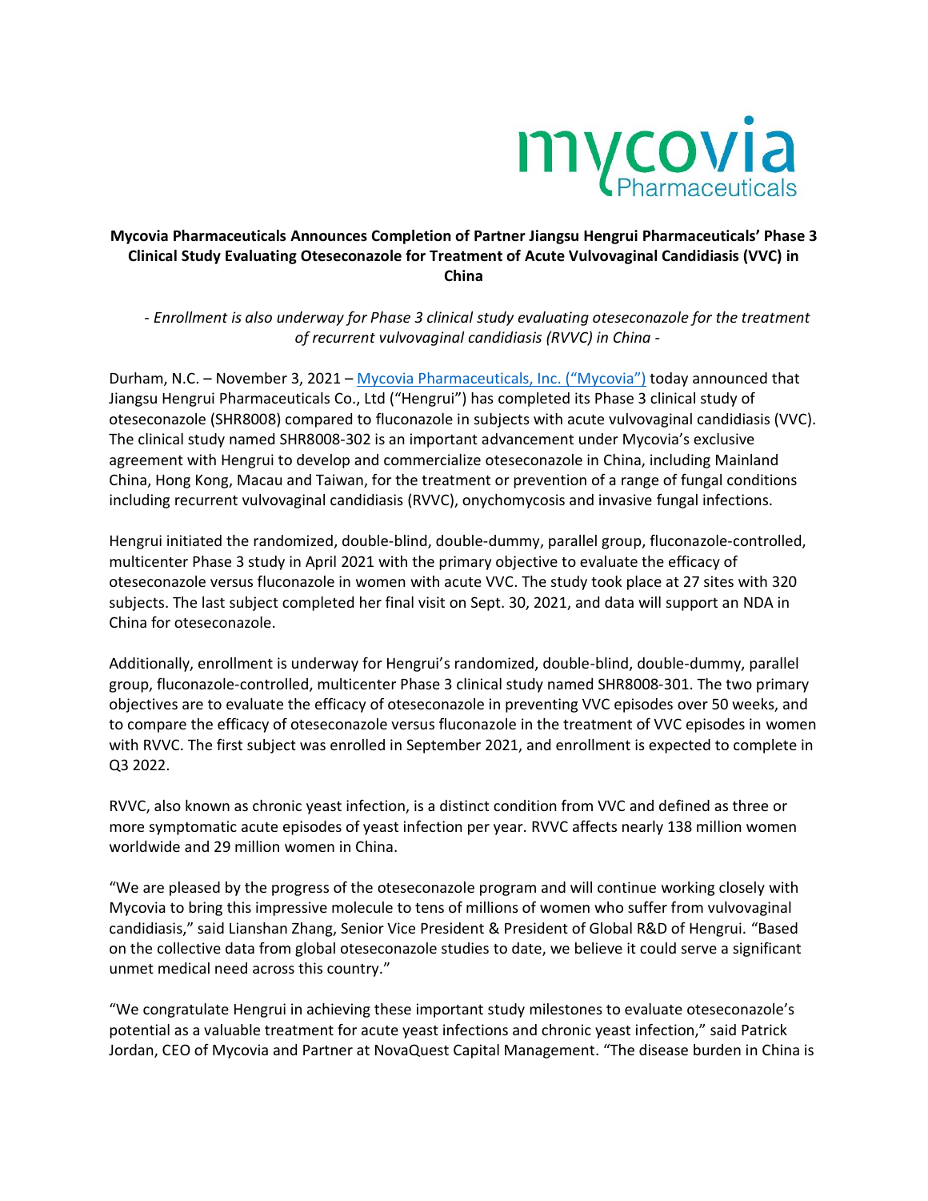# Mycovia Pharmaceuticals Announces Completion of Partner Jiangsu Hengrui Pharmaceuticals' Phase 3 Clinical Study Evaluating Oteseconazole for Treatment of Acute Vulvovaginal Candidiasis (VVC) in China

*- Enrollment is also underway for Phase 3 clinical study evaluating oteseconazole for the treatment of recurrent vulvovaginal candidiasis (RVVC) in China -*

Durham, N.C. – November 3, 2021 – [Mycovia Pharmaceuticals, Inc. ("Mycovia")] today announced that Jiangsu Hengrui Pharmaceuticals Co., Ltd ("Hengrui") has completed its Phase 3 clinical study of oteseconazole (SHR8008) compared to fluconazole in subjects with acute vulvovaginal candidiasis (VVC). The clinical study named SHR8008-302 is an important advancement under Mycovia's exclusive agreement with Hengrui to develop and commercialize oteseconazole in China, including Mainland China, Hong Kong, Macau and Taiwan, for the treatment or prevention of a range of fungal conditions including recurrent vulvovaginal candidiasis (RVVC), onychomycosis and invasive fungal infections.

Hengrui initiated the randomized, double-blind, double-dummy, parallel group, fluconazole-controlled, multicenter Phase 3 study in April 2021 with the primary objective to evaluate the efficacy of oteseconazole versus fluconazole in women with acute VVC. The study took place at 27 sites with 320 subjects. The last subject completed her final visit on Sept. 30, 2021, and data will support an NDA in China for oteseconazole.

Additionally, enrollment is underway for Hengrui's randomized, double-blind, double-dummy, parallel group, fluconazole-controlled, multicenter Phase 3 clinical study named SHR8008-301. The two primary objectives are to evaluate the efficacy of oteseconazole in preventing VVC episodes over 50 weeks, and to compare the efficacy of oteseconazole versus fluconazole in the treatment of VVC episodes in women with RVVC. The first subject was enrolled in September 2021, and enrollment is expected to complete in Q3 2022.

RVVC, also known as chronic yeast infection, is a distinct condition from VVC and defined as three or more symptomatic acute episodes of yeast infection per year. RVVC affects nearly 138 million women worldwide and 29 million women in China.

"We are pleased by the progress of the oteseconazole program and will continue working closely with Mycovia to bring this impressive molecule to tens of millions of women who suffer from vulvovaginal candidiasis," said Lianshan Zhang, Senior Vice President & President of Global R&D of Hengrui. "Based on the collective data from global oteseconazole studies to date, we believe it could serve a significant unmet medical need across this country."

"We congratulate Hengrui in achieving these important study milestones to evaluate oteseconazole's potential as a valuable treatment for acute yeast infections and chronic yeast infection," said Patrick Jordan, CEO of Mycovia and Partner at NovaQuest Capital Management. "The disease burden in China is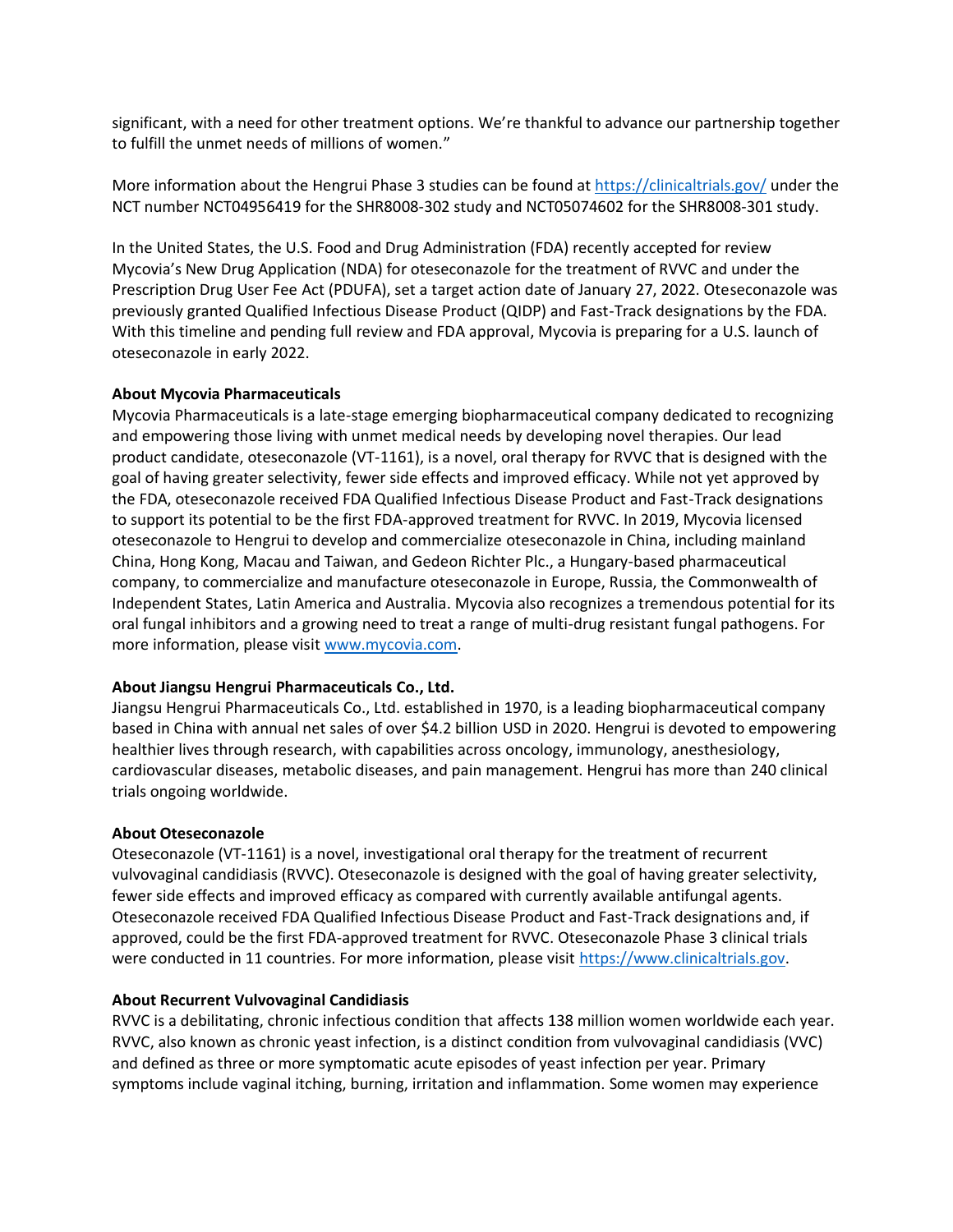significant, with a need for other treatment options. We're thankful to advance our partnership together to fulfill the unmet needs of millions of women."

More information about the Hengrui Phase 3 studies can be found at https://clinicaltrials.gov/ under the NCT number NCT04956419 for the SHR8008-302 study and NCT05074602 for the SHR8008-301 study.

In the United States, the U.S. Food and Drug Administration (FDA) recently accepted for review Mycovia's New Drug Application (NDA) for oteseconazole for the treatment of RVVC and under the Prescription Drug User Fee Act (PDUFA), set a target action date of January 27, 2022. Oteseconazole was previously granted Qualified Infectious Disease Product (QIDP) and Fast-Track designations by the FDA. With this timeline and pending full review and FDA approval, Mycovia is preparing for a U.S. launch of oteseconazole in early 2022.

**About Mycovia Pharmaceuticals**
Mycovia Pharmaceuticals is a late-stage emerging biopharmaceutical company dedicated to recognizing and empowering those living with unmet medical needs by developing novel therapies. Our lead product candidate, oteseconazole (VT-1161), is a novel, oral therapy for RVVC that is designed with the goal of having greater selectivity, fewer side effects and improved efficacy. While not yet approved by the FDA, oteseconazole received FDA Qualified Infectious Disease Product and Fast-Track designations to support its potential to be the first FDA-approved treatment for RVVC. In 2019, Mycovia licensed oteseconazole to Hengrui to develop and commercialize oteseconazole in China, including mainland China, Hong Kong, Macau and Taiwan, and Gedeon Richter Plc., a Hungary-based pharmaceutical company, to commercialize and manufacture oteseconazole in Europe, Russia, the Commonwealth of Independent States, Latin America and Australia. Mycovia also recognizes a tremendous potential for its oral fungal inhibitors and a growing need to treat a range of multi-drug resistant fungal pathogens. For more information, please visit www.mycovia.com.

**About Jiangsu Hengrui Pharmaceuticals Co., Ltd.**
Jiangsu Hengrui Pharmaceuticals Co., Ltd. established in 1970, is a leading biopharmaceutical company based in China with annual net sales of over $4.2 billion USD in 2020. Hengrui is devoted to empowering healthier lives through research, with capabilities across oncology, immunology, anesthesiology, cardiovascular diseases, metabolic diseases, and pain management. Hengrui has more than 240 clinical trials ongoing worldwide.

**About Oteseconazole**
Oteseconazole (VT-1161) is a novel, investigational oral therapy for the treatment of recurrent vulvovaginal candidiasis (RVVC). Oteseconazole is designed with the goal of having greater selectivity, fewer side effects and improved efficacy as compared with currently available antifungal agents. Oteseconazole received FDA Qualified Infectious Disease Product and Fast-Track designations and, if approved, could be the first FDA-approved treatment for RVVC. Oteseconazole Phase 3 clinical trials were conducted in 11 countries. For more information, please visit https://www.clinicaltrials.gov.

**About Recurrent Vulvovaginal Candidiasis**
RVVC is a debilitating, chronic infectious condition that affects 138 million women worldwide each year. RVVC, also known as chronic yeast infection, is a distinct condition from vulvovaginal candidiasis (VVC) and defined as three or more symptomatic acute episodes of yeast infection per year. Primary symptoms include vaginal itching, burning, irritation and inflammation. Some women may experience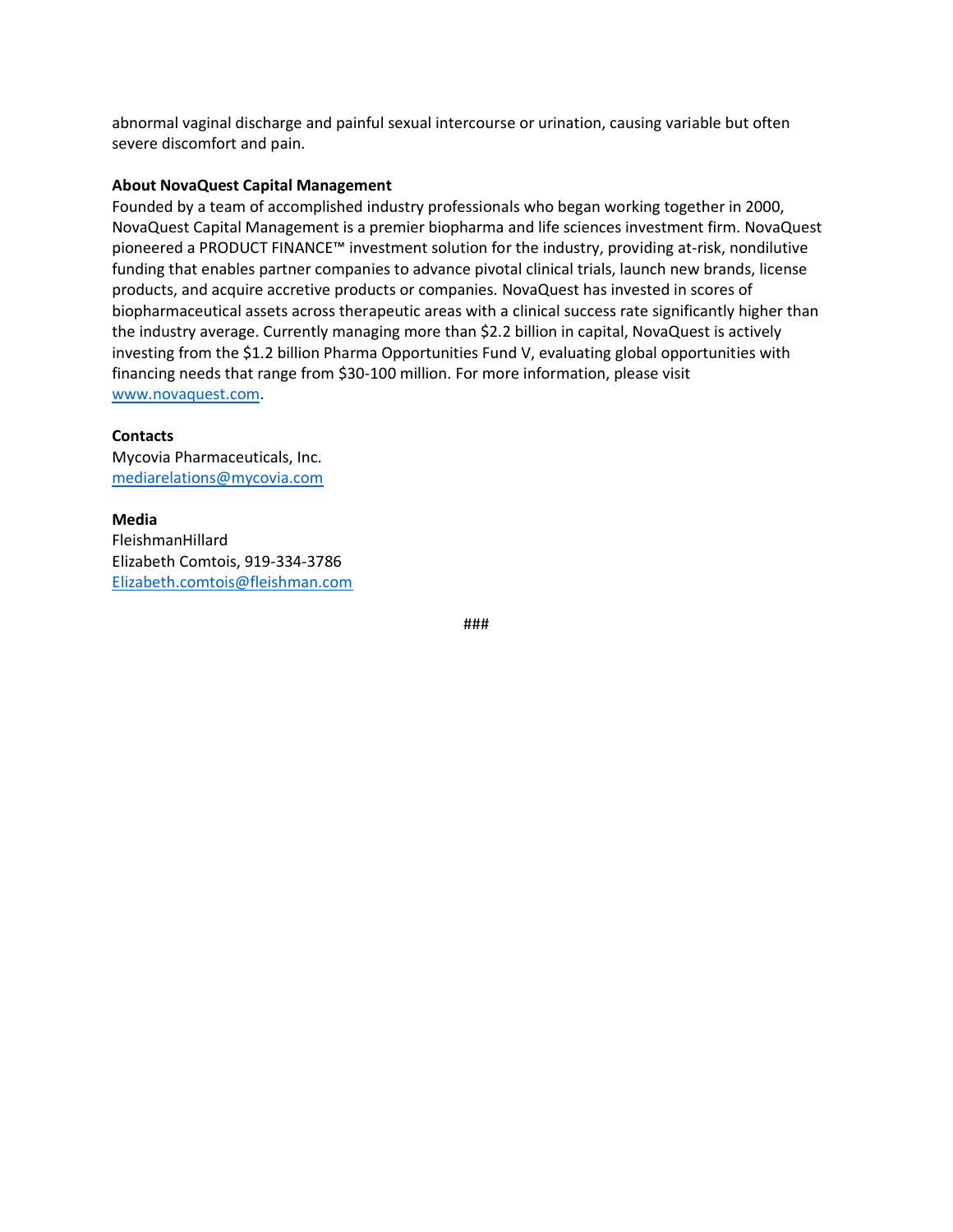abnormal vaginal discharge and painful sexual intercourse or urination, causing variable but often severe discomfort and pain.

**About NovaQuest Capital Management**

Founded by a team of accomplished industry professionals who began working together in 2000, NovaQuest Capital Management is a premier biopharma and life sciences investment firm. NovaQuest pioneered a PRODUCT FINANCE™ investment solution for the industry, providing at-risk, nondilutive funding that enables partner companies to advance pivotal clinical trials, launch new brands, license products, and acquire accretive products or companies. NovaQuest has invested in scores of biopharmaceutical assets across therapeutic areas with a clinical success rate significantly higher than the industry average. Currently managing more than $2.2 billion in capital, NovaQuest is actively investing from the $1.2 billion Pharma Opportunities Fund V, evaluating global opportunities with financing needs that range from $30-100 million. For more information, please visit www.novaquest.com.

**Contacts**

Mycovia Pharmaceuticals, Inc.
mediarelations@mycovia.com

**Media**

FleishmanHillard
Elizabeth Comtois, 919-334-3786
Elizabeth.comtois@fleishman.com

###